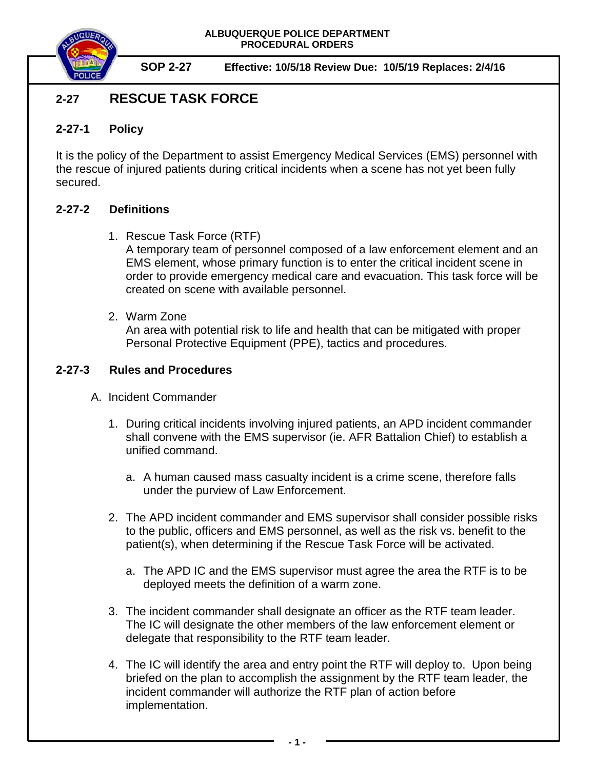**ALBUQUERQUE POLICE DEPARTMENT**
**PROCEDURAL ORDERS**

**SOP 2-27** **Effective: 10/5/18 Review Due: 10/5/19 Replaces: 2/4/16**

# 2-27 RESCUE TASK FORCE

## 2-27-1 Policy

It is the policy of the Department to assist Emergency Medical Services (EMS) personnel with the rescue of injured patients during critical incidents when a scene has not yet been fully secured.

## 2-27-2 Definitions

1. Rescue Task Force (RTF)
   A temporary team of personnel composed of a law enforcement element and an EMS element, whose primary function is to enter the critical incident scene in order to provide emergency medical care and evacuation. This task force will be created on scene with available personnel.

2. Warm Zone
   An area with potential risk to life and health that can be mitigated with proper Personal Protective Equipment (PPE), tactics and procedures.

## 2-27-3 Rules and Procedures

A. Incident Commander

1. During critical incidents involving injured patients, an APD incident commander shall convene with the EMS supervisor (ie. AFR Battalion Chief) to establish a unified command.

   a. A human caused mass casualty incident is a crime scene, therefore falls under the purview of Law Enforcement.

2. The APD incident commander and EMS supervisor shall consider possible risks to the public, officers and EMS personnel, as well as the risk vs. benefit to the patient(s), when determining if the Rescue Task Force will be activated.

   a. The APD IC and the EMS supervisor must agree the area the RTF is to be deployed meets the definition of a warm zone.

3. The incident commander shall designate an officer as the RTF team leader. The IC will designate the other members of the law enforcement element or delegate that responsibility to the RTF team leader.

4. The IC will identify the area and entry point the RTF will deploy to. Upon being briefed on the plan to accomplish the assignment by the RTF team leader, the incident commander will authorize the RTF plan of action before implementation.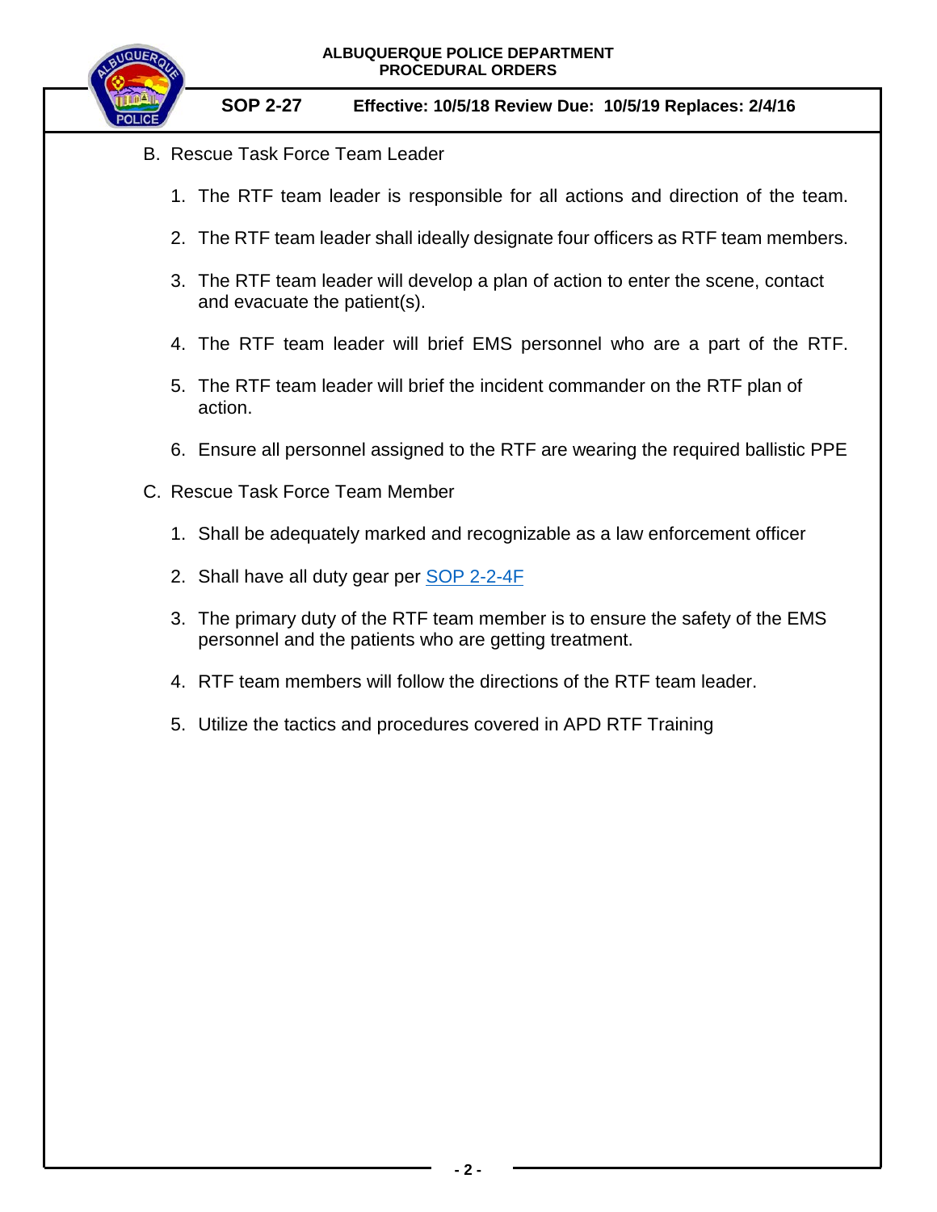B. Rescue Task Force Team Leader

   1. The RTF team leader is responsible for all actions and direction of the team.

   2. The RTF team leader shall ideally designate four officers as RTF team members.

   3. The RTF team leader will develop a plan of action to enter the scene, contact and evacuate the patient(s).

   4. The RTF team leader will brief EMS personnel who are a part of the RTF.

   5. The RTF team leader will brief the incident commander on the RTF plan of action.

   6. Ensure all personnel assigned to the RTF are wearing the required ballistic PPE

C. Rescue Task Force Team Member

   1. Shall be adequately marked and recognizable as a law enforcement officer

   2. Shall have all duty gear per SOP 2-2-4F

   3. The primary duty of the RTF team member is to ensure the safety of the EMS personnel and the patients who are getting treatment.

   4. RTF team members will follow the directions of the RTF team leader.

   5. Utilize the tactics and procedures covered in APD RTF Training